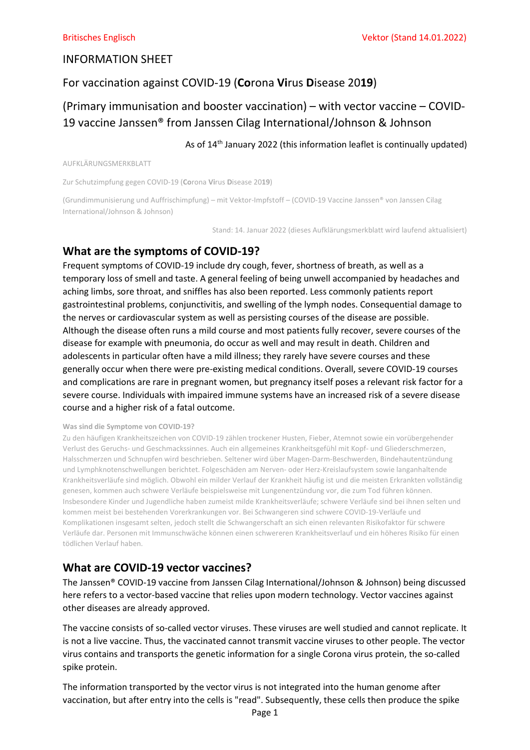Britisches Englisch

Vektor (Stand 14.01.2022)

INFORMATION SHEET

For vaccination against COVID-19 (**Co**rona **Vi**rus **D**isease 20**19**)

(Primary immunisation and booster vaccination) – with vector vaccine – COVID-19 vaccine Janssen® from Janssen Cilag International/Johnson & Johnson

As of 14th January 2022 (this information leaflet is continually updated)

AUFKLÄRUNGSMERKBLATT

Zur Schutzimpfung gegen COVID-19 (**Co**rona **Vi**rus **D**isease 20**19**)

(Grundimmunisierung und Auffrischimpfung) – mit Vektor-Impfstoff – (COVID-19 Vaccine Janssen® von Janssen Cilag International/Johnson & Johnson)

Stand: 14. Januar 2022 (dieses Aufklärungsmerkblatt wird laufend aktualisiert)

## What are the symptoms of COVID-19?

Frequent symptoms of COVID-19 include dry cough, fever, shortness of breath, as well as a temporary loss of smell and taste. A general feeling of being unwell accompanied by headaches and aching limbs, sore throat, and sniffles has also been reported. Less commonly patients report gastrointestinal problems, conjunctivitis, and swelling of the lymph nodes. Consequential damage to the nerves or cardiovascular system as well as persisting courses of the disease are possible. Although the disease often runs a mild course and most patients fully recover, severe courses of the disease for example with pneumonia, do occur as well and may result in death. Children and adolescents in particular often have a mild illness; they rarely have severe courses and these generally occur when there were pre-existing medical conditions. Overall, severe COVID-19 courses and complications are rare in pregnant women, but pregnancy itself poses a relevant risk factor for a severe course. Individuals with impaired immune systems have an increased risk of a severe disease course and a higher risk of a fatal outcome.

**Was sind die Symptome von COVID-19?**

Zu den häufigen Krankheitszeichen von COVID-19 zählen trockener Husten, Fieber, Atemnot sowie ein vorübergehender Verlust des Geruchs- und Geschmackssinnes. Auch ein allgemeines Krankheitsgefühl mit Kopf- und Gliederschmerzen, Halsschmerzen und Schnupfen wird beschrieben. Seltener wird über Magen-Darm-Beschwerden, Bindehautentzündung und Lymphknotenschwellungen berichtet. Folgeschäden am Nerven- oder Herz-Kreislaufsystem sowie langanhaltende Krankheitsverläufe sind möglich. Obwohl ein milder Verlauf der Krankheit häufig ist und die meisten Erkrankten vollständig genesen, kommen auch schwere Verläufe beispielsweise mit Lungenentzündung vor, die zum Tod führen können. Insbesondere Kinder und Jugendliche haben zumeist milde Krankheitsverläufe; schwere Verläufe sind bei ihnen selten und kommen meist bei bestehenden Vorerkrankungen vor. Bei Schwangeren sind schwere COVID-19-Verläufe und Komplikationen insgesamt selten, jedoch stellt die Schwangerschaft an sich einen relevanten Risikofaktor für schwere Verläufe dar. Personen mit Immunschwäche können einen schwereren Krankheitsverlauf und ein höheres Risiko für einen tödlichen Verlauf haben.

## What are COVID-19 vector vaccines?

The Janssen® COVID-19 vaccine from Janssen Cilag International/Johnson & Johnson) being discussed here refers to a vector-based vaccine that relies upon modern technology. Vector vaccines against other diseases are already approved.

The vaccine consists of so-called vector viruses. These viruses are well studied and cannot replicate. It is not a live vaccine. Thus, the vaccinated cannot transmit vaccine viruses to other people. The vector virus contains and transports the genetic information for a single Corona virus protein, the so-called spike protein.

The information transported by the vector virus is not integrated into the human genome after vaccination, but after entry into the cells is "read". Subsequently, these cells then produce the spike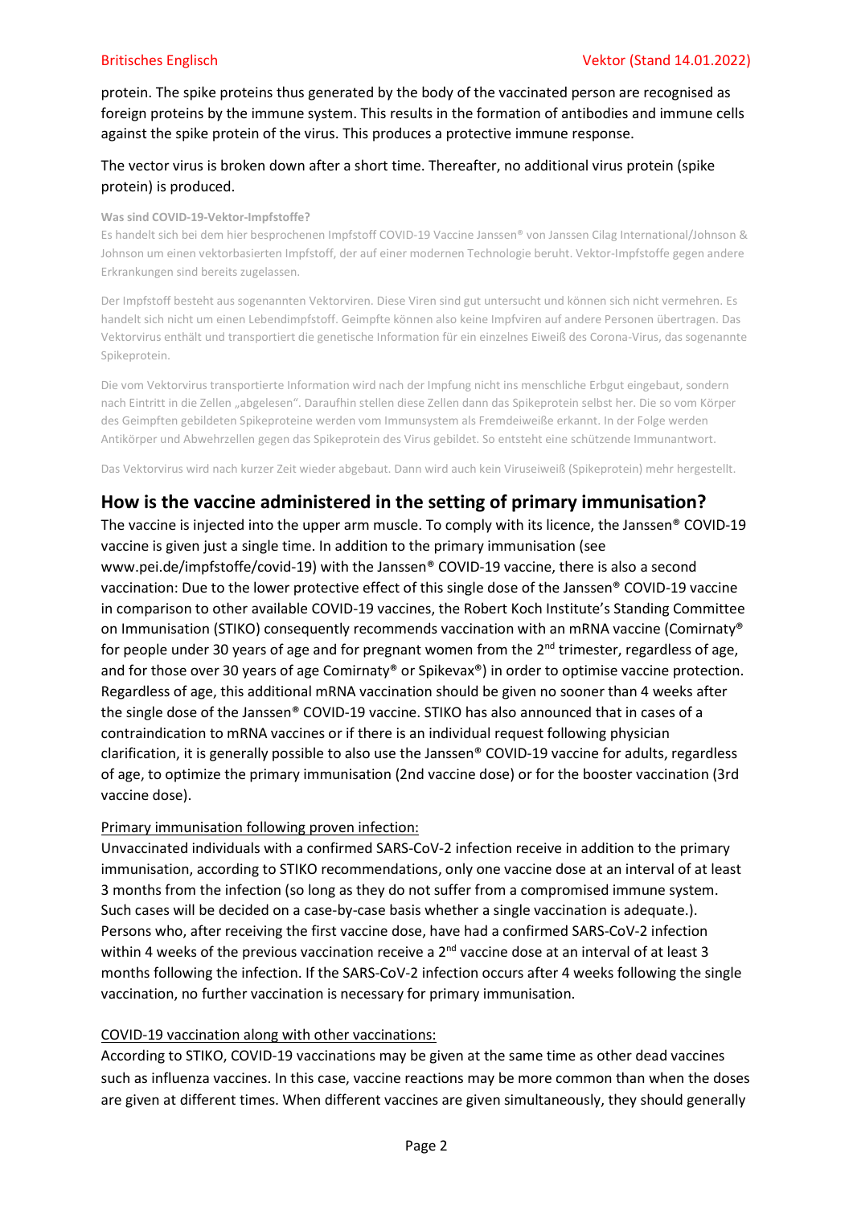protein. The spike proteins thus generated by the body of the vaccinated person are recognised as foreign proteins by the immune system. This results in the formation of antibodies and immune cells against the spike protein of the virus. This produces a protective immune response.

The vector virus is broken down after a short time. Thereafter, no additional virus protein (spike protein) is produced.

**Was sind COVID-19-Vektor-Impfstoffe?**

Es handelt sich bei dem hier besprochenen Impfstoff COVID-19 Vaccine Janssen® von Janssen Cilag International/Johnson & Johnson um einen vektorbasierten Impfstoff, der auf einer modernen Technologie beruht. Vektor-Impfstoffe gegen andere Erkrankungen sind bereits zugelassen.

Der Impfstoff besteht aus sogenannten Vektorviren. Diese Viren sind gut untersucht und können sich nicht vermehren. Es handelt sich nicht um einen Lebendimpfstoff. Geimpfte können also keine Impfviren auf andere Personen übertragen. Das Vektorvirus enthält und transportiert die genetische Information für ein einzelnes Eiweiß des Corona-Virus, das sogenannte Spikeprotein.

Die vom Vektorvirus transportierte Information wird nach der Impfung nicht ins menschliche Erbgut eingebaut, sondern nach Eintritt in die Zellen „abgelesen". Daraufhin stellen diese Zellen dann das Spikeprotein selbst her. Die so vom Körper des Geimpften gebildeten Spikeproteine werden vom Immunsystem als Fremdeiweiße erkannt. In der Folge werden Antikörper und Abwehrzellen gegen das Spikeprotein des Virus gebildet. So entsteht eine schützende Immunantwort.

Das Vektorvirus wird nach kurzer Zeit wieder abgebaut. Dann wird auch kein Viruseiweiß (Spikeprotein) mehr hergestellt.

## How is the vaccine administered in the setting of primary immunisation?

The vaccine is injected into the upper arm muscle. To comply with its licence, the Janssen® COVID-19 vaccine is given just a single time. In addition to the primary immunisation (see www.pei.de/impfstoffe/covid-19) with the Janssen® COVID-19 vaccine, there is also a second vaccination: Due to the lower protective effect of this single dose of the Janssen® COVID-19 vaccine in comparison to other available COVID-19 vaccines, the Robert Koch Institute's Standing Committee on Immunisation (STIKO) consequently recommends vaccination with an mRNA vaccine (Comirnaty® for people under 30 years of age and for pregnant women from the 2nd trimester, regardless of age, and for those over 30 years of age Comirnaty® or Spikevax®) in order to optimise vaccine protection. Regardless of age, this additional mRNA vaccination should be given no sooner than 4 weeks after the single dose of the Janssen® COVID-19 vaccine. STIKO has also announced that in cases of a contraindication to mRNA vaccines or if there is an individual request following physician clarification, it is generally possible to also use the Janssen® COVID-19 vaccine for adults, regardless of age, to optimize the primary immunisation (2nd vaccine dose) or for the booster vaccination (3rd vaccine dose).

<u>Primary immunisation following proven infection:</u>

Unvaccinated individuals with a confirmed SARS-CoV-2 infection receive in addition to the primary immunisation, according to STIKO recommendations, only one vaccine dose at an interval of at least 3 months from the infection (so long as they do not suffer from a compromised immune system. Such cases will be decided on a case-by-case basis whether a single vaccination is adequate.). Persons who, after receiving the first vaccine dose, have had a confirmed SARS-CoV-2 infection within 4 weeks of the previous vaccination receive a 2nd vaccine dose at an interval of at least 3 months following the infection. If the SARS-CoV-2 infection occurs after 4 weeks following the single vaccination, no further vaccination is necessary for primary immunisation.

<u>COVID-19 vaccination along with other vaccinations:</u>

According to STIKO, COVID-19 vaccinations may be given at the same time as other dead vaccines such as influenza vaccines. In this case, vaccine reactions may be more common than when the doses are given at different times. When different vaccines are given simultaneously, they should generally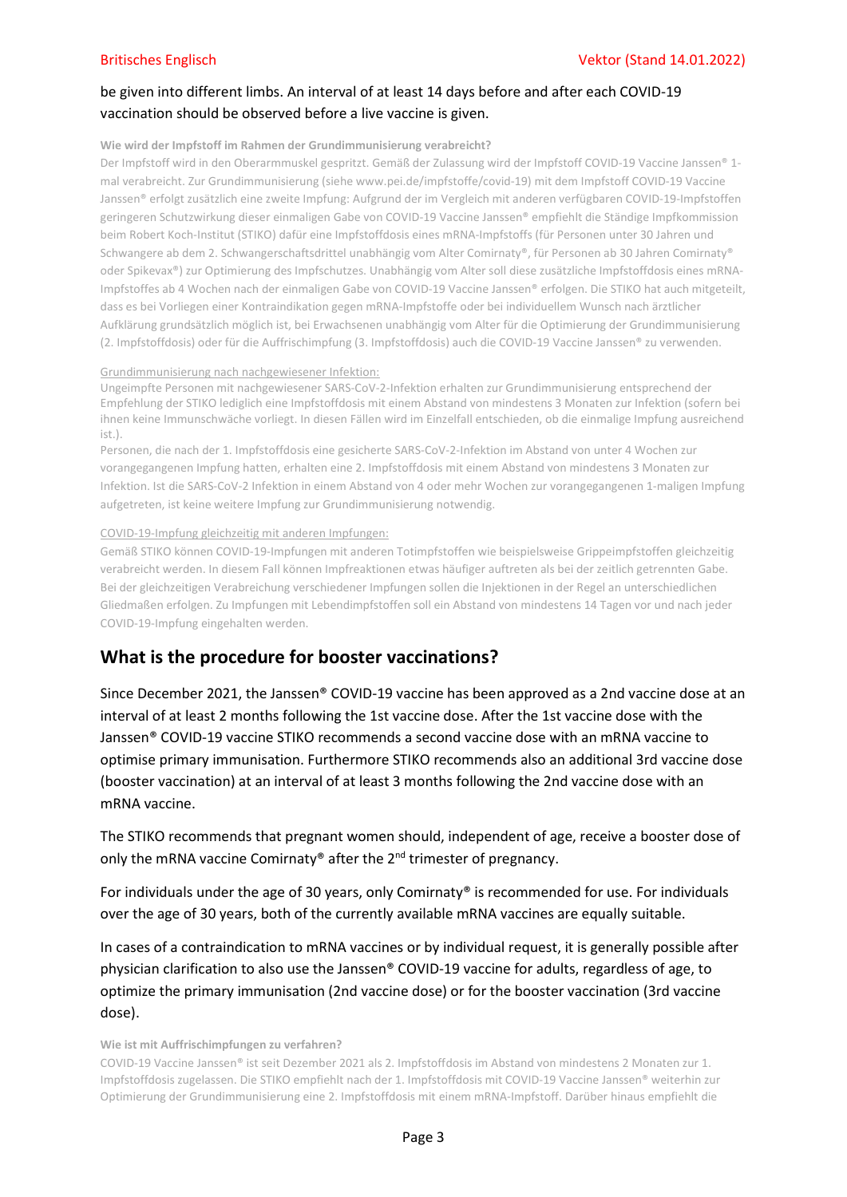be given into different limbs. An interval of at least 14 days before and after each COVID-19 vaccination should be observed before a live vaccine is given.

**Wie wird der Impfstoff im Rahmen der Grundimmunisierung verabreicht?**

Der Impfstoff wird in den Oberarmmuskel gespritzt. Gemäß der Zulassung wird der Impfstoff COVID-19 Vaccine Janssen® 1-mal verabreicht. Zur Grundimmunisierung (siehe www.pei.de/impfstoffe/covid-19) mit dem Impfstoff COVID-19 Vaccine Janssen® erfolgt zusätzlich eine zweite Impfung: Aufgrund der im Vergleich mit anderen verfügbaren COVID-19-Impfstoffen geringeren Schutzwirkung dieser einmaligen Gabe von COVID-19 Vaccine Janssen® empfiehlt die Ständige Impfkommission beim Robert Koch-Institut (STIKO) dafür eine Impfstoffdosis eines mRNA-Impfstoffs (für Personen unter 30 Jahren und Schwangere ab dem 2. Schwangerschaftsdrittel unabhängig vom Alter Comirnaty®, für Personen ab 30 Jahren Comirnaty® oder Spikevax®) zur Optimierung des Impfschutzes. Unabhängig vom Alter soll diese zusätzliche Impfstoffdosis eines mRNA-Impfstoffes ab 4 Wochen nach der einmaligen Gabe von COVID-19 Vaccine Janssen® erfolgen. Die STIKO hat auch mitgeteilt, dass es bei Vorliegen einer Kontraindikation gegen mRNA-Impfstoffe oder bei individuellem Wunsch nach ärztlicher Aufklärung grundsätzlich möglich ist, bei Erwachsenen unabhängig vom Alter für die Optimierung der Grundimmunisierung (2. Impfstoffdosis) oder für die Auffrischimpfung (3. Impfstoffdosis) auch die COVID-19 Vaccine Janssen® zu verwenden.

Grundimmunisierung nach nachgewiesener Infektion:

Ungeimpfte Personen mit nachgewiesener SARS-CoV-2-Infektion erhalten zur Grundimmunisierung entsprechend der Empfehlung der STIKO lediglich eine Impfstoffdosis mit einem Abstand von mindestens 3 Monaten zur Infektion (sofern bei ihnen keine Immunschwäche vorliegt. In diesen Fällen wird im Einzelfall entschieden, ob die einmalige Impfung ausreichend ist.).

Personen, die nach der 1. Impfstoffdosis eine gesicherte SARS-CoV-2-Infektion im Abstand von unter 4 Wochen zur vorangegangenen Impfung hatten, erhalten eine 2. Impfstoffdosis mit einem Abstand von mindestens 3 Monaten zur Infektion. Ist die SARS-CoV-2 Infektion in einem Abstand von 4 oder mehr Wochen zur vorangegangenen 1-maligen Impfung aufgetreten, ist keine weitere Impfung zur Grundimmunisierung notwendig.

COVID-19-Impfung gleichzeitig mit anderen Impfungen:

Gemäß STIKO können COVID-19-Impfungen mit anderen Totimpfstoffen wie beispielsweise Grippeimpfstoffen gleichzeitig verabreicht werden. In diesem Fall können Impfreaktionen etwas häufiger auftreten als bei der zeitlich getrennten Gabe. Bei der gleichzeitigen Verabreichung verschiedener Impfungen sollen die Injektionen in der Regel an unterschiedlichen Gliedmaßen erfolgen. Zu Impfungen mit Lebendimpfstoffen soll ein Abstand von mindestens 14 Tagen vor und nach jeder COVID-19-Impfung eingehalten werden.

## What is the procedure for booster vaccinations?

Since December 2021, the Janssen® COVID-19 vaccine has been approved as a 2nd vaccine dose at an interval of at least 2 months following the 1st vaccine dose. After the 1st vaccine dose with the Janssen® COVID-19 vaccine STIKO recommends a second vaccine dose with an mRNA vaccine to optimise primary immunisation. Furthermore STIKO recommends also an additional 3rd vaccine dose (booster vaccination) at an interval of at least 3 months following the 2nd vaccine dose with an mRNA vaccine.

The STIKO recommends that pregnant women should, independent of age, receive a booster dose of only the mRNA vaccine Comirnaty® after the 2nd trimester of pregnancy.

For individuals under the age of 30 years, only Comirnaty® is recommended for use. For individuals over the age of 30 years, both of the currently available mRNA vaccines are equally suitable.

In cases of a contraindication to mRNA vaccines or by individual request, it is generally possible after physician clarification to also use the Janssen® COVID-19 vaccine for adults, regardless of age, to optimize the primary immunisation (2nd vaccine dose) or for the booster vaccination (3rd vaccine dose).

**Wie ist mit Auffrischimpfungen zu verfahren?**

COVID-19 Vaccine Janssen® ist seit Dezember 2021 als 2. Impfstoffdosis im Abstand von mindestens 2 Monaten zur 1. Impfstoffdosis zugelassen. Die STIKO empfiehlt nach der 1. Impfstoffdosis mit COVID-19 Vaccine Janssen® weiterhin zur Optimierung der Grundimmunisierung eine 2. Impfstoffdosis mit einem mRNA-Impfstoff. Darüber hinaus empfiehlt die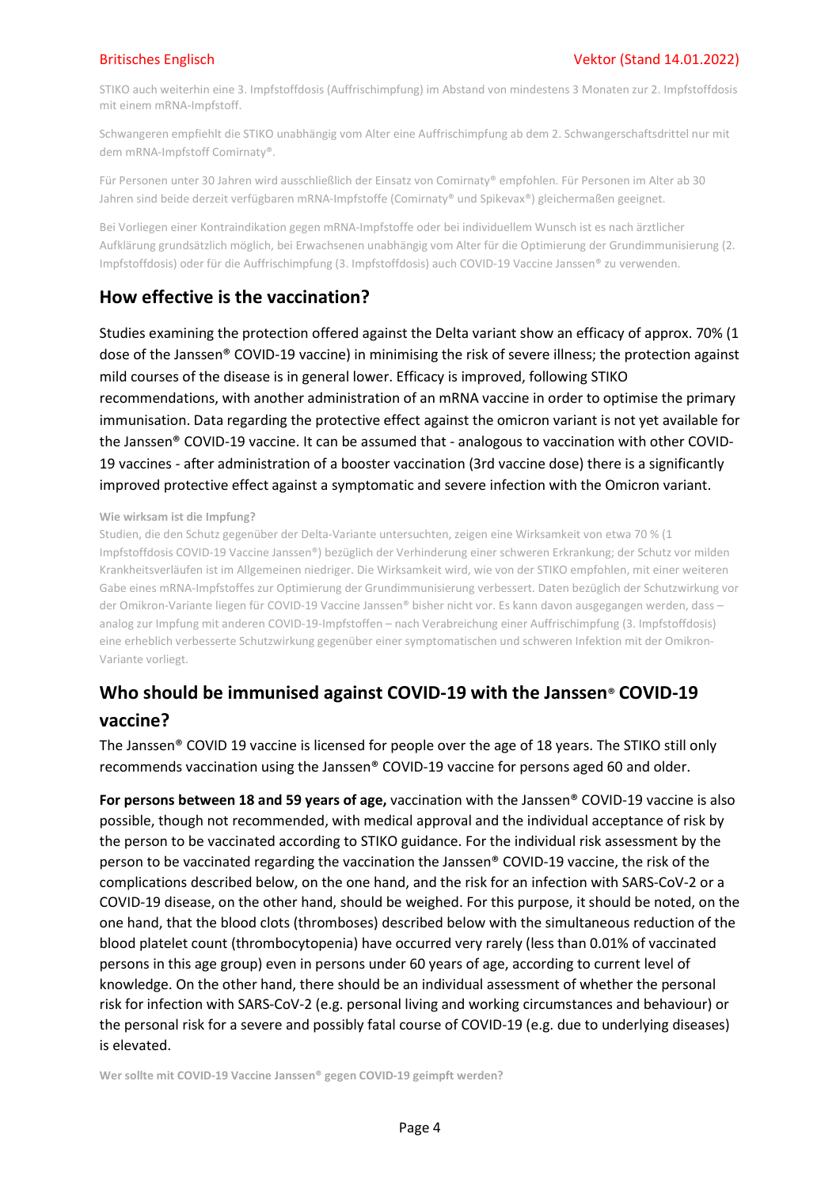STIKO auch weiterhin eine 3. Impfstoffdosis (Auffrischimpfung) im Abstand von mindestens 3 Monaten zur 2. Impfstoffdosis mit einem mRNA-Impfstoff.

Schwangeren empfiehlt die STIKO unabhängig vom Alter eine Auffrischimpfung ab dem 2. Schwangerschaftsdrittel nur mit dem mRNA-Impfstoff Comirnaty®.

Für Personen unter 30 Jahren wird ausschließlich der Einsatz von Comirnaty® empfohlen. Für Personen im Alter ab 30 Jahren sind beide derzeit verfügbaren mRNA-Impfstoffe (Comirnaty® und Spikevax®) gleichermaßen geeignet.

Bei Vorliegen einer Kontraindikation gegen mRNA-Impfstoffe oder bei individuellem Wunsch ist es nach ärztlicher Aufklärung grundsätzlich möglich, bei Erwachsenen unabhängig vom Alter für die Optimierung der Grundimmunisierung (2. Impfstoffdosis) oder für die Auffrischimpfung (3. Impfstoffdosis) auch COVID-19 Vaccine Janssen® zu verwenden.

## How effective is the vaccination?

Studies examining the protection offered against the Delta variant show an efficacy of approx. 70% (1 dose of the Janssen® COVID-19 vaccine) in minimising the risk of severe illness; the protection against mild courses of the disease is in general lower. Efficacy is improved, following STIKO recommendations, with another administration of an mRNA vaccine in order to optimise the primary immunisation. Data regarding the protective effect against the omicron variant is not yet available for the Janssen® COVID-19 vaccine. It can be assumed that - analogous to vaccination with other COVID-19 vaccines - after administration of a booster vaccination (3rd vaccine dose) there is a significantly improved protective effect against a symptomatic and severe infection with the Omicron variant.

**Wie wirksam ist die Impfung?**

Studien, die den Schutz gegenüber der Delta-Variante untersuchten, zeigen eine Wirksamkeit von etwa 70 % (1 Impfstoffdosis COVID-19 Vaccine Janssen®) bezüglich der Verhinderung einer schweren Erkrankung; der Schutz vor milden Krankheitsverläufen ist im Allgemeinen niedriger. Die Wirksamkeit wird, wie von der STIKO empfohlen, mit einer weiteren Gabe eines mRNA-Impfstoffes zur Optimierung der Grundimmunisierung verbessert. Daten bezüglich der Schutzwirkung vor der Omikron-Variante liegen für COVID-19 Vaccine Janssen® bisher nicht vor. Es kann davon ausgegangen werden, dass – analog zur Impfung mit anderen COVID-19-Impfstoffen – nach Verabreichung einer Auffrischimpfung (3. Impfstoffdosis) eine erheblich verbesserte Schutzwirkung gegenüber einer symptomatischen und schweren Infektion mit der Omikron-Variante vorliegt.

## Who should be immunised against COVID-19 with the Janssen® COVID-19 vaccine?

The Janssen® COVID 19 vaccine is licensed for people over the age of 18 years. The STIKO still only recommends vaccination using the Janssen® COVID-19 vaccine for persons aged 60 and older.

**For persons between 18 and 59 years of age,** vaccination with the Janssen® COVID-19 vaccine is also possible, though not recommended, with medical approval and the individual acceptance of risk by the person to be vaccinated according to STIKO guidance. For the individual risk assessment by the person to be vaccinated regarding the vaccination the Janssen® COVID-19 vaccine, the risk of the complications described below, on the one hand, and the risk for an infection with SARS-CoV-2 or a COVID-19 disease, on the other hand, should be weighed. For this purpose, it should be noted, on the one hand, that the blood clots (thromboses) described below with the simultaneous reduction of the blood platelet count (thrombocytopenia) have occurred very rarely (less than 0.01% of vaccinated persons in this age group) even in persons under 60 years of age, according to current level of knowledge. On the other hand, there should be an individual assessment of whether the personal risk for infection with SARS-CoV-2 (e.g. personal living and working circumstances and behaviour) or the personal risk for a severe and possibly fatal course of COVID-19 (e.g. due to underlying diseases) is elevated.

**Wer sollte mit COVID-19 Vaccine Janssen® gegen COVID-19 geimpft werden?**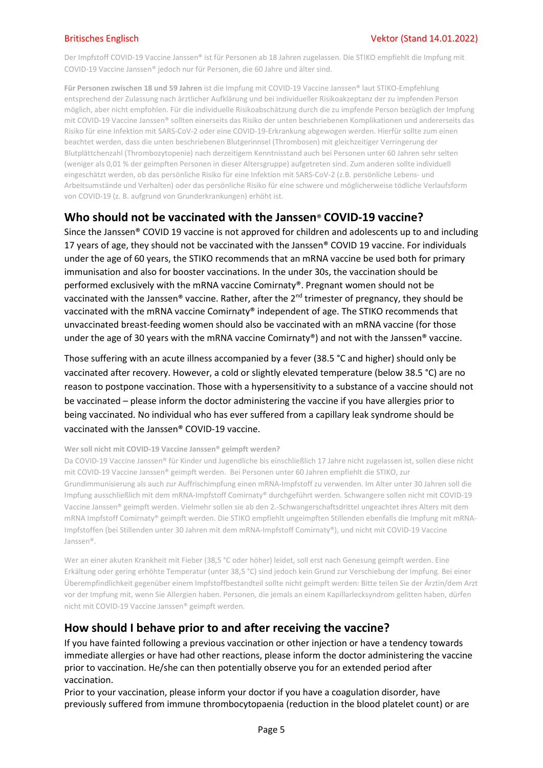Der Impfstoff COVID-19 Vaccine Janssen® ist für Personen ab 18 Jahren zugelassen. Die STIKO empfiehlt die Impfung mit COVID-19 Vaccine Janssen® jedoch nur für Personen, die 60 Jahre und älter sind.

**Für Personen zwischen 18 und 59 Jahren** ist die Impfung mit COVID-19 Vaccine Janssen® laut STIKO-Empfehlung entsprechend der Zulassung nach ärztlicher Aufklärung und bei individueller Risikoakzeptanz der zu impfenden Person möglich, aber nicht empfohlen. Für die individuelle Risikoabschätzung durch die zu impfende Person bezüglich der Impfung mit COVID-19 Vaccine Janssen® sollten einerseits das Risiko der unten beschriebenen Komplikationen und andererseits das Risiko für eine Infektion mit SARS-CoV-2 oder eine COVID-19-Erkrankung abgewogen werden. Hierfür sollte zum einen beachtet werden, dass die unten beschriebenen Blutgerinnsel (Thrombosen) mit gleichzeitiger Verringerung der Blutplättchenzahl (Thrombozytopenie) nach derzeitigem Kenntnisstand auch bei Personen unter 60 Jahren sehr selten (weniger als 0,01 % der geimpften Personen in dieser Altersgruppe) aufgetreten sind. Zum anderen sollte individuell eingeschätzt werden, ob das persönliche Risiko für eine Infektion mit SARS-CoV-2 (z.B. persönliche Lebens- und Arbeitsumstände und Verhalten) oder das persönliche Risiko für eine schwere und möglicherweise tödliche Verlaufsform von COVID-19 (z. B. aufgrund von Grunderkrankungen) erhöht ist.

## Who should not be vaccinated with the Janssen® COVID-19 vaccine?

Since the Janssen® COVID 19 vaccine is not approved for children and adolescents up to and including 17 years of age, they should not be vaccinated with the Janssen® COVID 19 vaccine. For individuals under the age of 60 years, the STIKO recommends that an mRNA vaccine be used both for primary immunisation and also for booster vaccinations. In the under 30s, the vaccination should be performed exclusively with the mRNA vaccine Comirnaty®. Pregnant women should not be vaccinated with the Janssen® vaccine. Rather, after the 2nd trimester of pregnancy, they should be vaccinated with the mRNA vaccine Comirnaty® independent of age. The STIKO recommends that unvaccinated breast-feeding women should also be vaccinated with an mRNA vaccine (for those under the age of 30 years with the mRNA vaccine Comirnaty®) and not with the Janssen® vaccine.

Those suffering with an acute illness accompanied by a fever (38.5 °C and higher) should only be vaccinated after recovery. However, a cold or slightly elevated temperature (below 38.5 °C) are no reason to postpone vaccination. Those with a hypersensitivity to a substance of a vaccine should not be vaccinated – please inform the doctor administering the vaccine if you have allergies prior to being vaccinated. No individual who has ever suffered from a capillary leak syndrome should be vaccinated with the Janssen® COVID-19 vaccine.

**Wer soll nicht mit COVID-19 Vaccine Janssen® geimpft werden?**

Da COVID-19 Vaccine Janssen® für Kinder und Jugendliche bis einschließlich 17 Jahre nicht zugelassen ist, sollen diese nicht mit COVID-19 Vaccine Janssen® geimpft werden. Bei Personen unter 60 Jahren empfiehlt die STIKO, zur Grundimmunisierung als auch zur Auffrischimpfung einen mRNA-Impfstoff zu verwenden. Im Alter unter 30 Jahren soll die Impfung ausschließlich mit dem mRNA-Impfstoff Comirnaty® durchgeführt werden. Schwangere sollen nicht mit COVID-19 Vaccine Janssen® geimpft werden. Vielmehr sollen sie ab den 2.-Schwangerschaftsdrittel ungeachtet ihres Alters mit dem mRNA Impfstoff Comirnaty® geimpft werden. Die STIKO empfiehlt ungeimpften Stillenden ebenfalls die Impfung mit mRNA-Impfstoffen (bei Stillenden unter 30 Jahren mit dem mRNA-Impfstoff Comirnaty®), und nicht mit COVID-19 Vaccine Janssen®.

Wer an einer akuten Krankheit mit Fieber (38,5 °C oder höher) leidet, soll erst nach Genesung geimpft werden. Eine Erkältung oder gering erhöhte Temperatur (unter 38,5 °C) sind jedoch kein Grund zur Verschiebung der Impfung. Bei einer Überempfindlichkeit gegenüber einem Impfstoffbestandteil sollte nicht geimpft werden: Bitte teilen Sie der Ärztin/dem Arzt vor der Impfung mit, wenn Sie Allergien haben. Personen, die jemals an einem Kapillarlecksyndrom gelitten haben, dürfen nicht mit COVID-19 Vaccine Janssen® geimpft werden.

## How should I behave prior to and after receiving the vaccine?

If you have fainted following a previous vaccination or other injection or have a tendency towards immediate allergies or have had other reactions, please inform the doctor administering the vaccine prior to vaccination. He/she can then potentially observe you for an extended period after vaccination.

Prior to your vaccination, please inform your doctor if you have a coagulation disorder, have previously suffered from immune thrombocytopaenia (reduction in the blood platelet count) or are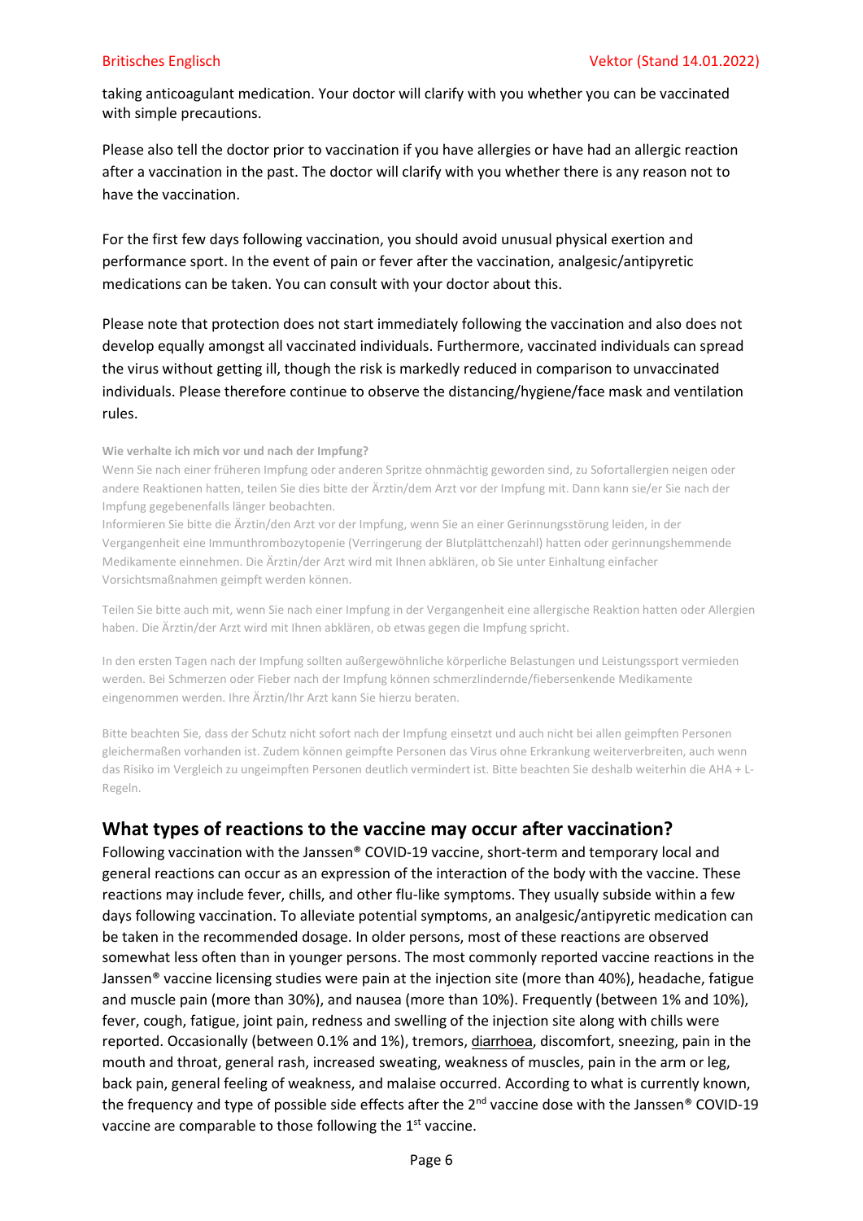taking anticoagulant medication. Your doctor will clarify with you whether you can be vaccinated with simple precautions.

Please also tell the doctor prior to vaccination if you have allergies or have had an allergic reaction after a vaccination in the past. The doctor will clarify with you whether there is any reason not to have the vaccination.

For the first few days following vaccination, you should avoid unusual physical exertion and performance sport. In the event of pain or fever after the vaccination, analgesic/antipyretic medications can be taken. You can consult with your doctor about this.

Please note that protection does not start immediately following the vaccination and also does not develop equally amongst all vaccinated individuals. Furthermore, vaccinated individuals can spread the virus without getting ill, though the risk is markedly reduced in comparison to unvaccinated individuals. Please therefore continue to observe the distancing/hygiene/face mask and ventilation rules.

**Wie verhalte ich mich vor und nach der Impfung?**

Wenn Sie nach einer früheren Impfung oder anderen Spritze ohnmächtig geworden sind, zu Sofortallergien neigen oder andere Reaktionen hatten, teilen Sie dies bitte der Ärztin/dem Arzt vor der Impfung mit. Dann kann sie/er Sie nach der Impfung gegebenenfalls länger beobachten.

Informieren Sie bitte die Ärztin/den Arzt vor der Impfung, wenn Sie an einer Gerinnungsstörung leiden, in der Vergangenheit eine Immunthrombozytopenie (Verringerung der Blutplättchenzahl) hatten oder gerinnungshemmende Medikamente einnehmen. Die Ärztin/der Arzt wird mit Ihnen abklären, ob Sie unter Einhaltung einfacher Vorsichtsmaßnahmen geimpft werden können.

Teilen Sie bitte auch mit, wenn Sie nach einer Impfung in der Vergangenheit eine allergische Reaktion hatten oder Allergien haben. Die Ärztin/der Arzt wird mit Ihnen abklären, ob etwas gegen die Impfung spricht.

In den ersten Tagen nach der Impfung sollten außergewöhnliche körperliche Belastungen und Leistungssport vermieden werden. Bei Schmerzen oder Fieber nach der Impfung können schmerzlindernde/fiebersenkende Medikamente eingenommen werden. Ihre Ärztin/Ihr Arzt kann Sie hierzu beraten.

Bitte beachten Sie, dass der Schutz nicht sofort nach der Impfung einsetzt und auch nicht bei allen geimpften Personen gleichermaßen vorhanden ist. Zudem können geimpfte Personen das Virus ohne Erkrankung weiterverbreiten, auch wenn das Risiko im Vergleich zu ungeimpften Personen deutlich vermindert ist. Bitte beachten Sie deshalb weiterhin die AHA + L-Regeln.

## What types of reactions to the vaccine may occur after vaccination?

Following vaccination with the Janssen® COVID-19 vaccine, short-term and temporary local and general reactions can occur as an expression of the interaction of the body with the vaccine. These reactions may include fever, chills, and other flu-like symptoms. They usually subside within a few days following vaccination. To alleviate potential symptoms, an analgesic/antipyretic medication can be taken in the recommended dosage. In older persons, most of these reactions are observed somewhat less often than in younger persons. The most commonly reported vaccine reactions in the Janssen® vaccine licensing studies were pain at the injection site (more than 40%), headache, fatigue and muscle pain (more than 30%), and nausea (more than 10%). Frequently (between 1% and 10%), fever, cough, fatigue, joint pain, redness and swelling of the injection site along with chills were reported. Occasionally (between 0.1% and 1%), tremors, diarrhoea, discomfort, sneezing, pain in the mouth and throat, general rash, increased sweating, weakness of muscles, pain in the arm or leg, back pain, general feeling of weakness, and malaise occurred. According to what is currently known, the frequency and type of possible side effects after the 2nd vaccine dose with the Janssen® COVID-19 vaccine are comparable to those following the 1st vaccine.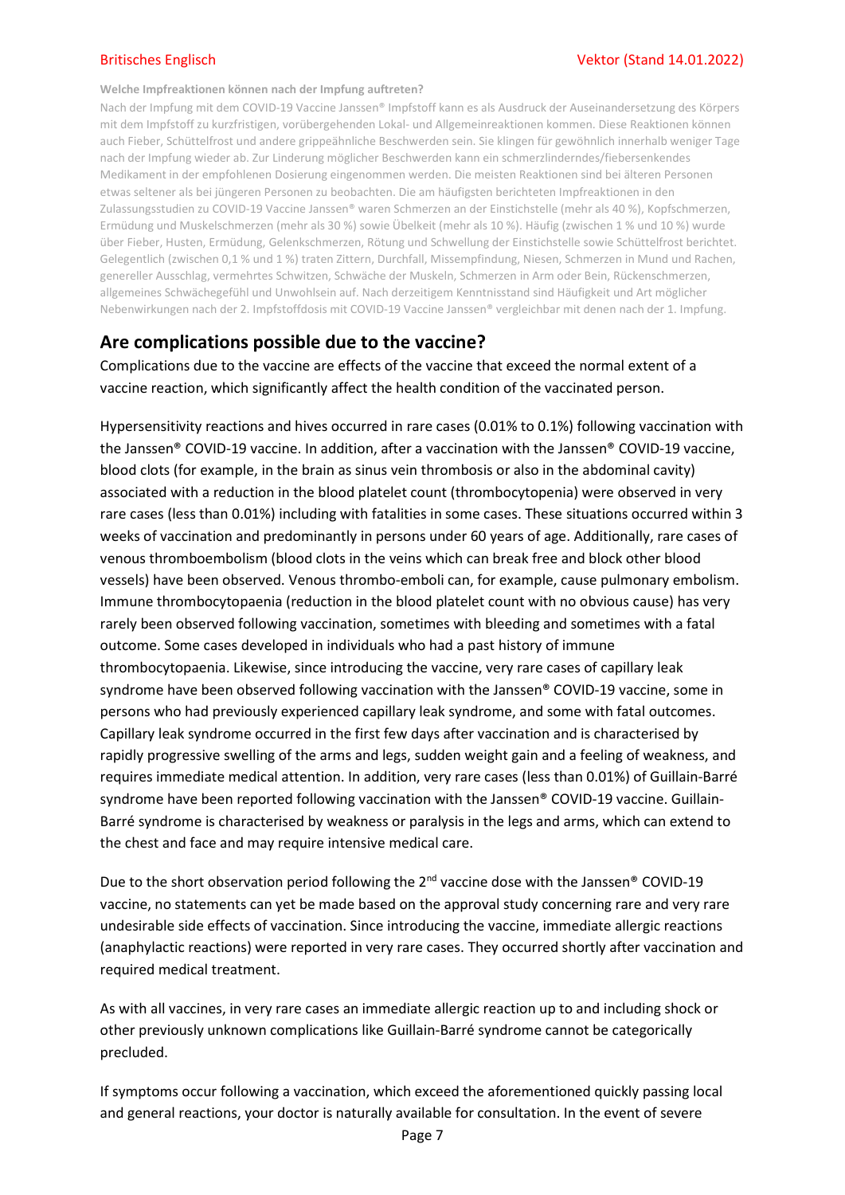**Welche Impfreaktionen können nach der Impfung auftreten?**

Nach der Impfung mit dem COVID-19 Vaccine Janssen® Impfstoff kann es als Ausdruck der Auseinandersetzung des Körpers mit dem Impfstoff zu kurzfristigen, vorübergehenden Lokal- und Allgemeinreaktionen kommen. Diese Reaktionen können auch Fieber, Schüttelfrost und andere grippeähnliche Beschwerden sein. Sie klingen für gewöhnlich innerhalb weniger Tage nach der Impfung wieder ab. Zur Linderung möglicher Beschwerden kann ein schmerzlinderndes/fiebersenkendes Medikament in der empfohlenen Dosierung eingenommen werden. Die meisten Reaktionen sind bei älteren Personen etwas seltener als bei jüngeren Personen zu beobachten. Die am häufigsten berichteten Impfreaktionen in den Zulassungsstudien zu COVID-19 Vaccine Janssen® waren Schmerzen an der Einstichstelle (mehr als 40 %), Kopfschmerzen, Ermüdung und Muskelschmerzen (mehr als 30 %) sowie Übelkeit (mehr als 10 %). Häufig (zwischen 1 % und 10 %) wurde über Fieber, Husten, Ermüdung, Gelenkschmerzen, Rötung und Schwellung der Einstichstelle sowie Schüttelfrost berichtet. Gelegentlich (zwischen 0,1 % und 1 %) traten Zittern, Durchfall, Missempfindung, Niesen, Schmerzen in Mund und Rachen, genereller Ausschlag, vermehrtes Schwitzen, Schwäche der Muskeln, Schmerzen in Arm oder Bein, Rückenschmerzen, allgemeines Schwächegefühl und Unwohlsein auf. Nach derzeitigem Kenntnisstand sind Häufigkeit und Art möglicher Nebenwirkungen nach der 2. Impfstoffdosis mit COVID-19 Vaccine Janssen® vergleichbar mit denen nach der 1. Impfung.

## Are complications possible due to the vaccine?

Complications due to the vaccine are effects of the vaccine that exceed the normal extent of a vaccine reaction, which significantly affect the health condition of the vaccinated person.

Hypersensitivity reactions and hives occurred in rare cases (0.01% to 0.1%) following vaccination with the Janssen® COVID-19 vaccine. In addition, after a vaccination with the Janssen® COVID-19 vaccine, blood clots (for example, in the brain as sinus vein thrombosis or also in the abdominal cavity) associated with a reduction in the blood platelet count (thrombocytopenia) were observed in very rare cases (less than 0.01%) including with fatalities in some cases. These situations occurred within 3 weeks of vaccination and predominantly in persons under 60 years of age. Additionally, rare cases of venous thromboembolism (blood clots in the veins which can break free and block other blood vessels) have been observed. Venous thrombo-emboli can, for example, cause pulmonary embolism. Immune thrombocytopaenia (reduction in the blood platelet count with no obvious cause) has very rarely been observed following vaccination, sometimes with bleeding and sometimes with a fatal outcome. Some cases developed in individuals who had a past history of immune thrombocytopaenia. Likewise, since introducing the vaccine, very rare cases of capillary leak syndrome have been observed following vaccination with the Janssen® COVID-19 vaccine, some in persons who had previously experienced capillary leak syndrome, and some with fatal outcomes. Capillary leak syndrome occurred in the first few days after vaccination and is characterised by rapidly progressive swelling of the arms and legs, sudden weight gain and a feeling of weakness, and requires immediate medical attention. In addition, very rare cases (less than 0.01%) of Guillain-Barré syndrome have been reported following vaccination with the Janssen® COVID-19 vaccine. Guillain-Barré syndrome is characterised by weakness or paralysis in the legs and arms, which can extend to the chest and face and may require intensive medical care.

Due to the short observation period following the 2nd vaccine dose with the Janssen® COVID-19 vaccine, no statements can yet be made based on the approval study concerning rare and very rare undesirable side effects of vaccination. Since introducing the vaccine, immediate allergic reactions (anaphylactic reactions) were reported in very rare cases. They occurred shortly after vaccination and required medical treatment.

As with all vaccines, in very rare cases an immediate allergic reaction up to and including shock or other previously unknown complications like Guillain-Barré syndrome cannot be categorically precluded.

If symptoms occur following a vaccination, which exceed the aforementioned quickly passing local and general reactions, your doctor is naturally available for consultation. In the event of severe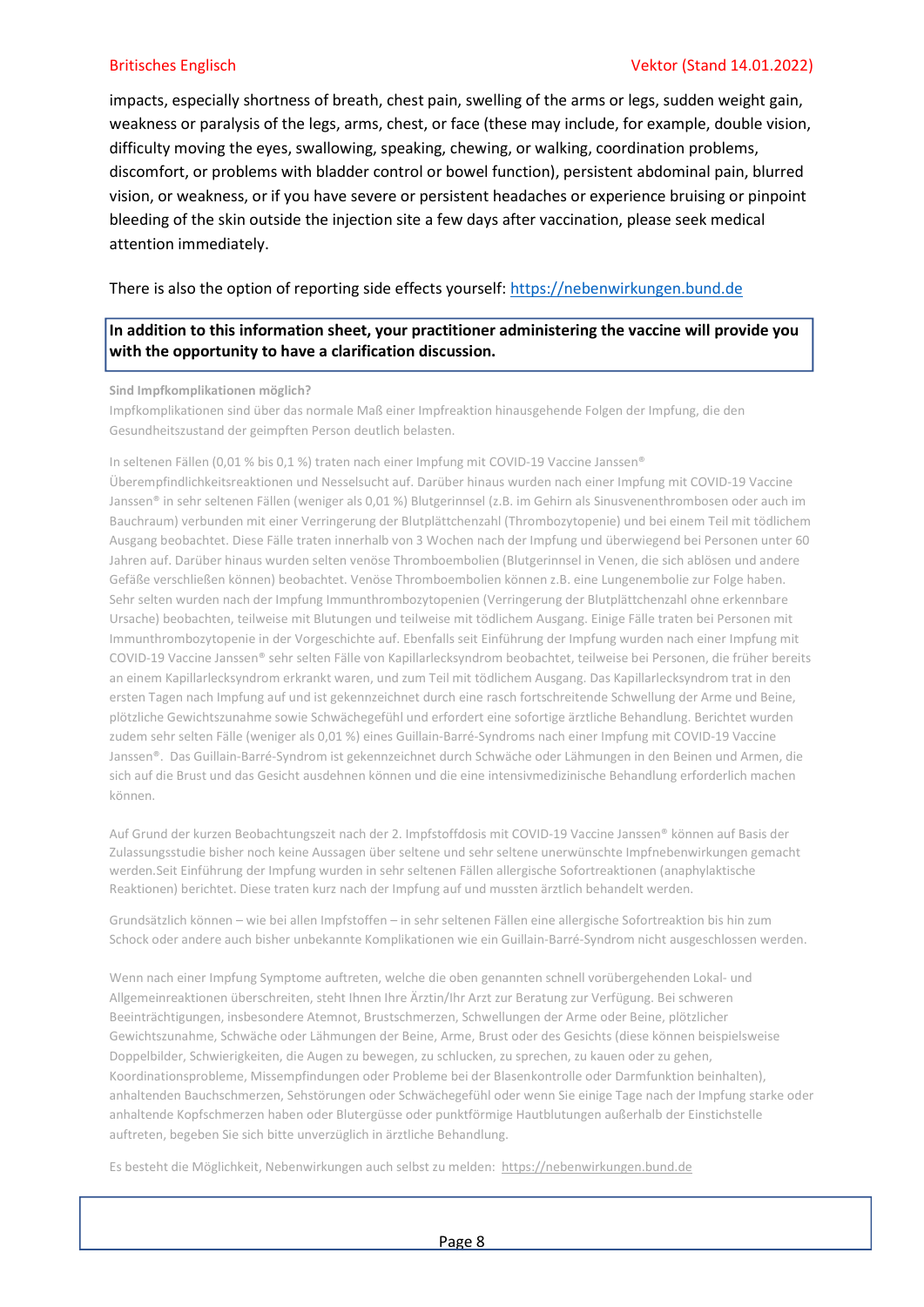impacts, especially shortness of breath, chest pain, swelling of the arms or legs, sudden weight gain, weakness or paralysis of the legs, arms, chest, or face (these may include, for example, double vision, difficulty moving the eyes, swallowing, speaking, chewing, or walking, coordination problems, discomfort, or problems with bladder control or bowel function), persistent abdominal pain, blurred vision, or weakness, or if you have severe or persistent headaches or experience bruising or pinpoint bleeding of the skin outside the injection site a few days after vaccination, please seek medical attention immediately.

There is also the option of reporting side effects yourself: https://nebenwirkungen.bund.de

**In addition to this information sheet, your practitioner administering the vaccine will provide you with the opportunity to have a clarification discussion.**

**Sind Impfkomplikationen möglich?**

Impfkomplikationen sind über das normale Maß einer Impfreaktion hinausgehende Folgen der Impfung, die den Gesundheitszustand der geimpften Person deutlich belasten.

In seltenen Fällen (0,01 % bis 0,1 %) traten nach einer Impfung mit COVID-19 Vaccine Janssen® Überempfindlichkeitsreaktionen und Nesselsucht auf. Darüber hinaus wurden nach einer Impfung mit COVID-19 Vaccine Janssen® in sehr seltenen Fällen (weniger als 0,01 %) Blutgerinnsel (z.B. im Gehirn als Sinusvenenthrombosen oder auch im Bauchraum) verbunden mit einer Verringerung der Blutplättchenzahl (Thrombozytopenie) und bei einem Teil mit tödlichem Ausgang beobachtet. Diese Fälle traten innerhalb von 3 Wochen nach der Impfung und überwiegend bei Personen unter 60 Jahren auf. Darüber hinaus wurden selten venöse Thromboembolien (Blutgerinnsel in Venen, die sich ablösen und andere Gefäße verschließen können) beobachtet. Venöse Thromboembolien können z.B. eine Lungenembolie zur Folge haben. Sehr selten wurden nach der Impfung Immunthrombozytopenien (Verringerung der Blutplättchenzahl ohne erkennbare Ursache) beobachten, teilweise mit Blutungen und teilweise mit tödlichem Ausgang. Einige Fälle traten bei Personen mit Immunthrombozytopenie in der Vorgeschichte auf. Ebenfalls seit Einführung der Impfung wurden nach einer Impfung mit COVID-19 Vaccine Janssen® sehr selten Fälle von Kapillarlecksyndrom beobachtet, teilweise bei Personen, die früher bereits an einem Kapillarlecksyndrom erkrankt waren, und zum Teil mit tödlichem Ausgang. Das Kapillarlecksyndrom trat in den ersten Tagen nach Impfung auf und ist gekennzeichnet durch eine rasch fortschreitende Schwellung der Arme und Beine, plötzliche Gewichtszunahme sowie Schwächegefühl und erfordert eine sofortige ärztliche Behandlung. Berichtet wurden zudem sehr selten Fälle (weniger als 0,01 %) eines Guillain-Barré-Syndroms nach einer Impfung mit COVID-19 Vaccine Janssen®. Das Guillain-Barré-Syndrom ist gekennzeichnet durch Schwäche oder Lähmungen in den Beinen und Armen, die sich auf die Brust und das Gesicht ausdehnen können und die eine intensivmedizinische Behandlung erforderlich machen können.

Auf Grund der kurzen Beobachtungszeit nach der 2. Impfstoffdosis mit COVID-19 Vaccine Janssen® können auf Basis der Zulassungsstudie bisher noch keine Aussagen über seltene und sehr seltene unerwünschte Impfnebenwirkungen gemacht werden.Seit Einführung der Impfung wurden in sehr seltenen Fällen allergische Sofortreaktionen (anaphylaktische Reaktionen) berichtet. Diese traten kurz nach der Impfung auf und mussten ärztlich behandelt werden.

Grundsätzlich können – wie bei allen Impfstoffen – in sehr seltenen Fällen eine allergische Sofortreaktion bis hin zum Schock oder andere auch bisher unbekannte Komplikationen wie ein Guillain-Barré-Syndrom nicht ausgeschlossen werden.

Wenn nach einer Impfung Symptome auftreten, welche die oben genannten schnell vorübergehenden Lokal- und Allgemeinreaktionen überschreiten, steht Ihnen Ihre Ärztin/Ihr Arzt zur Beratung zur Verfügung. Bei schweren Beeinträchtigungen, insbesondere Atemnot, Brustschmerzen, Schwellungen der Arme oder Beine, plötzlicher Gewichtszunahme, Schwäche oder Lähmungen der Beine, Arme, Brust oder des Gesichts (diese können beispielsweise Doppelbilder, Schwierigkeiten, die Augen zu bewegen, zu schlucken, zu sprechen, zu kauen oder zu gehen, Koordinationsprobleme, Missempfindungen oder Probleme bei der Blasenkontrolle oder Darmfunktion beinhalten), anhaltenden Bauchschmerzen, Sehstörungen oder Schwächegefühl oder wenn Sie einige Tage nach der Impfung starke oder anhaltende Kopfschmerzen haben oder Blutergüsse oder punktförmige Hautblutungen außerhalb der Einstichstelle auftreten, begeben Sie sich bitte unverzüglich in ärztliche Behandlung.

Es besteht die Möglichkeit, Nebenwirkungen auch selbst zu melden: https://nebenwirkungen.bund.de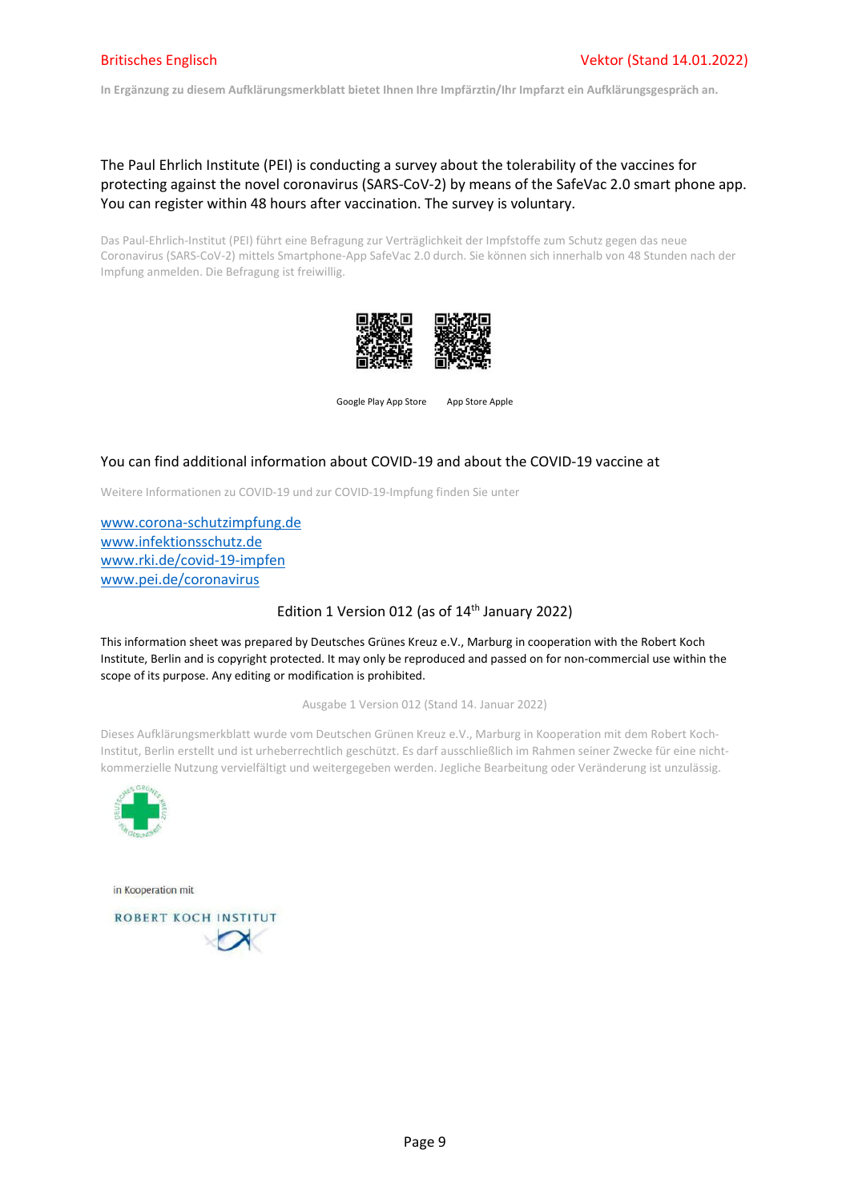The Paul Ehrlich Institute (PEI) is conducting a survey about the tolerability of the vaccines for protecting against the novel coronavirus (SARS-CoV-2) by means of the SafeVac 2.0 smart phone app. You can register within 48 hours after vaccination. The survey is voluntary.

Das Paul-Ehrlich-Institut (PEI) führt eine Befragung zur Verträglichkeit der Impfstoffe zum Schutz gegen das neue Coronavirus (SARS-CoV-2) mittels Smartphone-App SafeVac 2.0 durch. Sie können sich innerhalb von 48 Stunden nach der Impfung anmelden. Die Befragung ist freiwillig.

Google Play App Store App Store Apple

You can find additional information about COVID-19 and about the COVID-19 vaccine at

Weitere Informationen zu COVID-19 und zur COVID-19-Impfung finden Sie unter

www.corona-schutzimpfung.de
www.infektionsschutz.de
www.rki.de/covid-19-impfen
www.pei.de/coronavirus

Edition 1 Version 012 (as of 14th January 2022)

This information sheet was prepared by Deutsches Grünes Kreuz e.V., Marburg in cooperation with the Robert Koch Institute, Berlin and is copyright protected. It may only be reproduced and passed on for non-commercial use within the scope of its purpose. Any editing or modification is prohibited.

Ausgabe 1 Version 012 (Stand 14. Januar 2022)

Dieses Aufklärungsmerkblatt wurde vom Deutschen Grünen Kreuz e.V., Marburg in Kooperation mit dem Robert Koch-Institut, Berlin erstellt und ist urheberrechtlich geschützt. Es darf ausschließlich im Rahmen seiner Zwecke für eine nicht-kommerzielle Nutzung vervielfältigt und weitergegeben werden. Jegliche Bearbeitung oder Veränderung ist unzulässig.

in Kooperation mit

ROBERT KOCH INSTITUT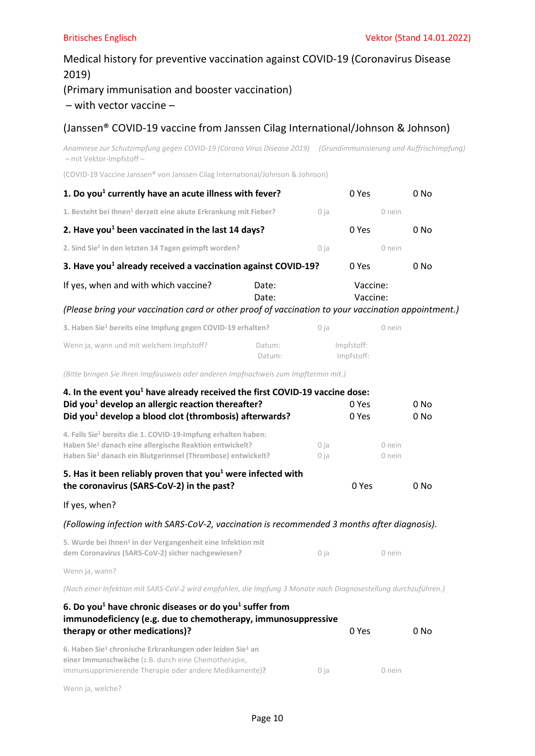Britisches Englisch  Vektor (Stand 14.01.2022)

# Medical history for preventive vaccination against COVID-19 (Coronavirus Disease 2019)
(Primary immunisation and booster vaccination)
– with vector vaccine –

## (Janssen® COVID-19 vaccine from Janssen Cilag International/Johnson & Johnson)

*Anamnese zur Schutzimpfung gegen COVID-19 (Corona Virus Disease 2019) (Grundimmunisierung und Auffrischimpfung) – mit Vektor-Impfstoff –*

(COVID-19 Vaccine Janssen® von Janssen Cilag International/Johnson & Johnson)

**1. Do you[1] currently have an acute illness with fever?** 0 Yes 0 No

**1. Besteht bei Ihnen[1] derzeit eine akute Erkrankung mit Fieber?** 0 ja 0 nein

**2. Have you[1] been vaccinated in the last 14 days?** 0 Yes 0 No

**2. Sind Sie[1] in den letzten 14 Tagen geimpft worden?** 0 ja 0 nein

**3. Have you[1] already received a vaccination against COVID-19?** 0 Yes 0 No

If yes, when and with which vaccine? Date: Vaccine:
Date: Vaccine:

*(Please bring your vaccination card or other proof of vaccination to your vaccination appointment.)*

**3. Haben Sie[1] bereits eine Impfung gegen COVID-19 erhalten?** 0 ja 0 nein

Wenn ja, wann und mit welchem Impfstoff? Datum: Impfstoff:
Datum: Impfstoff:

*(Bitte bringen Sie Ihren Impfausweis oder anderen Impfnachweis zum Impftermin mit.)*

**4. In the event you[1] have already received the first COVID-19 vaccine dose:**
**Did you[1] develop an allergic reaction thereafter?** 0 Yes 0 No
**Did you[1] develop a blood clot (thrombosis) afterwards?** 0 Yes 0 No

**4. Falls Sie[1] bereits die 1. COVID-19-Impfung erhalten haben:**
**Haben Sie[1] danach eine allergische Reaktion entwickelt?** 0 ja 0 nein
**Haben Sie[1] danach ein Blutgerinnsel (Thrombose) entwickelt?** 0 ja 0 nein

**5. Has it been reliably proven that you[1] were infected with the coronavirus (SARS-CoV-2) in the past?** 0 Yes 0 No

If yes, when?

*(Following infection with SARS-CoV-2, vaccination is recommended 3 months after diagnosis).*

**5. Wurde bei Ihnen[1] in der Vergangenheit eine Infektion mit dem Coronavirus (SARS-CoV-2) sicher nachgewiesen?** 0 ja 0 nein

Wenn ja, wann?

*(Nach einer Infektion mit SARS-CoV-2 wird empfohlen, die Impfung 3 Monate nach Diagnosestellung durchzuführen.)*

**6. Do you[1] have chronic diseases or do you[1] suffer from immunodeficiency (e.g. due to chemotherapy, immunosuppressive therapy or other medications)?** 0 Yes 0 No

**6. Haben Sie[1] chronische Erkrankungen oder leiden Sie[1] an einer Immunschwäche** (z.B. durch eine Chemotherapie, immunsupprimierende Therapie oder andere Medikamente)**?** 0 ja 0 nein

Wenn ja, welche?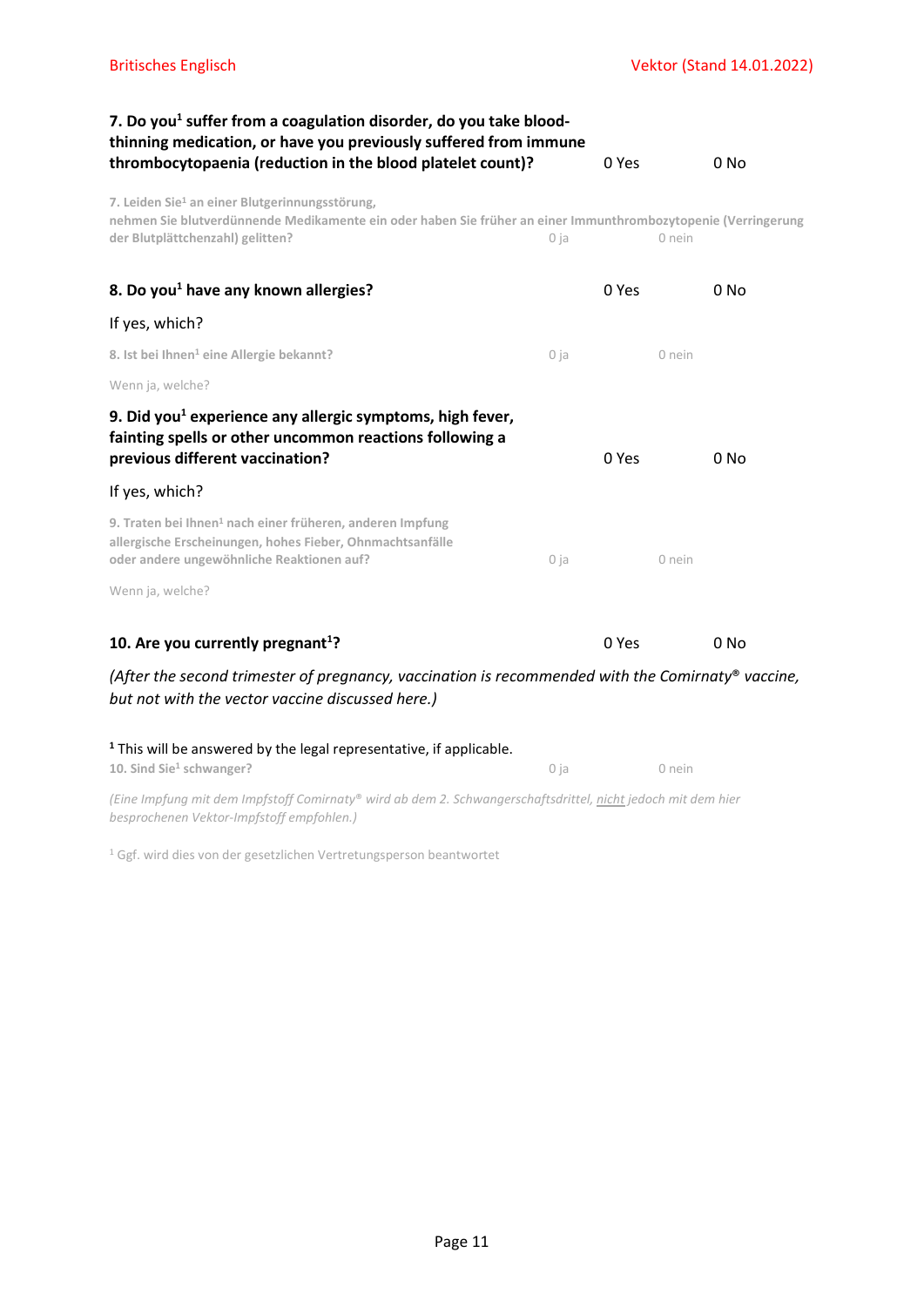**7. Do you[1] suffer from a coagulation disorder, do you take blood-thinning medication, or have you previously suffered from immune thrombocytopaenia (reduction in the blood platelet count)?** 0 Yes 0 No

**7. Leiden Sie[1] an einer Blutgerinnungsstörung, nehmen Sie blutverdünnende Medikamente ein oder haben Sie früher an einer Immunthrombozytopenie (Verringerung der Blutplättchenzahl) gelitten?** 0 ja 0 nein

**8. Do you[1] have any known allergies?** 0 Yes 0 No

If yes, which?

**8. Ist bei Ihnen[1] eine Allergie bekannt?** 0 ja 0 nein

Wenn ja, welche?

**9. Did you[1] experience any allergic symptoms, high fever, fainting spells or other uncommon reactions following a previous different vaccination?** 0 Yes 0 No

If yes, which?

**9. Traten bei Ihnen[1] nach einer früheren, anderen Impfung allergische Erscheinungen, hohes Fieber, Ohnmachtsanfälle oder andere ungewöhnliche Reaktionen auf?** 0 ja 0 nein

Wenn ja, welche?

**10. Are you currently pregnant[1]?** 0 Yes 0 No

*(After the second trimester of pregnancy, vaccination is recommended with the Comirnaty® vaccine, but not with the vector vaccine discussed here.)*

[1] This will be answered by the legal representative, if applicable.

**10. Sind Sie[1] schwanger?** 0 ja 0 nein

*(Eine Impfung mit dem Impfstoff Comirnaty® wird ab dem 2. Schwangerschaftsdrittel, nicht jedoch mit dem hier besprochenen Vektor-Impfstoff empfohlen.)*

[1] Ggf. wird dies von der gesetzlichen Vertretungsperson beantwortet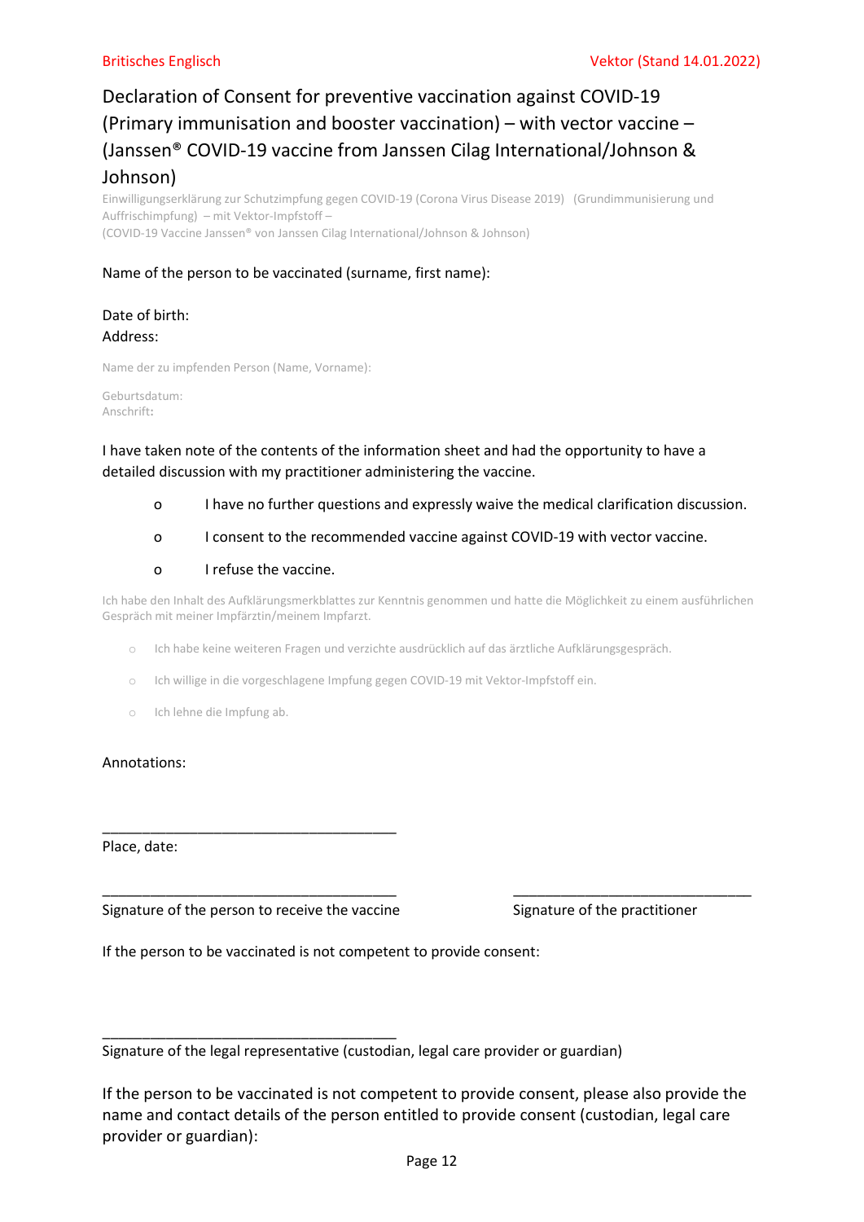Britisches Englisch                                                                                    Vektor (Stand 14.01.2022)

# Declaration of Consent for preventive vaccination against COVID-19 (Primary immunisation and booster vaccination) – with vector vaccine – (Janssen® COVID-19 vaccine from Janssen Cilag International/Johnson & Johnson)

Einwilligungserklärung zur Schutzimpfung gegen COVID-19 (Corona Virus Disease 2019) (Grundimmunisierung und Auffrischimpfung) – mit Vektor-Impfstoff –
(COVID-19 Vaccine Janssen® von Janssen Cilag International/Johnson & Johnson)

Name of the person to be vaccinated (surname, first name):

Date of birth:
Address:

Name der zu impfenden Person (Name, Vorname):

Geburtsdatum:
Anschrift:

I have taken note of the contents of the information sheet and had the opportunity to have a detailed discussion with my practitioner administering the vaccine.

- o I have no further questions and expressly waive the medical clarification discussion.
- o I consent to the recommended vaccine against COVID-19 with vector vaccine.
- o I refuse the vaccine.

Ich habe den Inhalt des Aufklärungsmerkblattes zur Kenntnis genommen und hatte die Möglichkeit zu einem ausführlichen Gespräch mit meiner Impfärztin/meinem Impfarzt.

- o Ich habe keine weiteren Fragen und verzichte ausdrücklich auf das ärztliche Aufklärungsgespräch.
- o Ich willige in die vorgeschlagene Impfung gegen COVID-19 mit Vektor-Impfstoff ein.
- o Ich lehne die Impfung ab.

Annotations:

______________________________________
Place, date:

______________________________________                    ______________________________
Signature of the person to receive the vaccine                    Signature of the practitioner

If the person to be vaccinated is not competent to provide consent:

______________________________________
Signature of the legal representative (custodian, legal care provider or guardian)

If the person to be vaccinated is not competent to provide consent, please also provide the name and contact details of the person entitled to provide consent (custodian, legal care provider or guardian):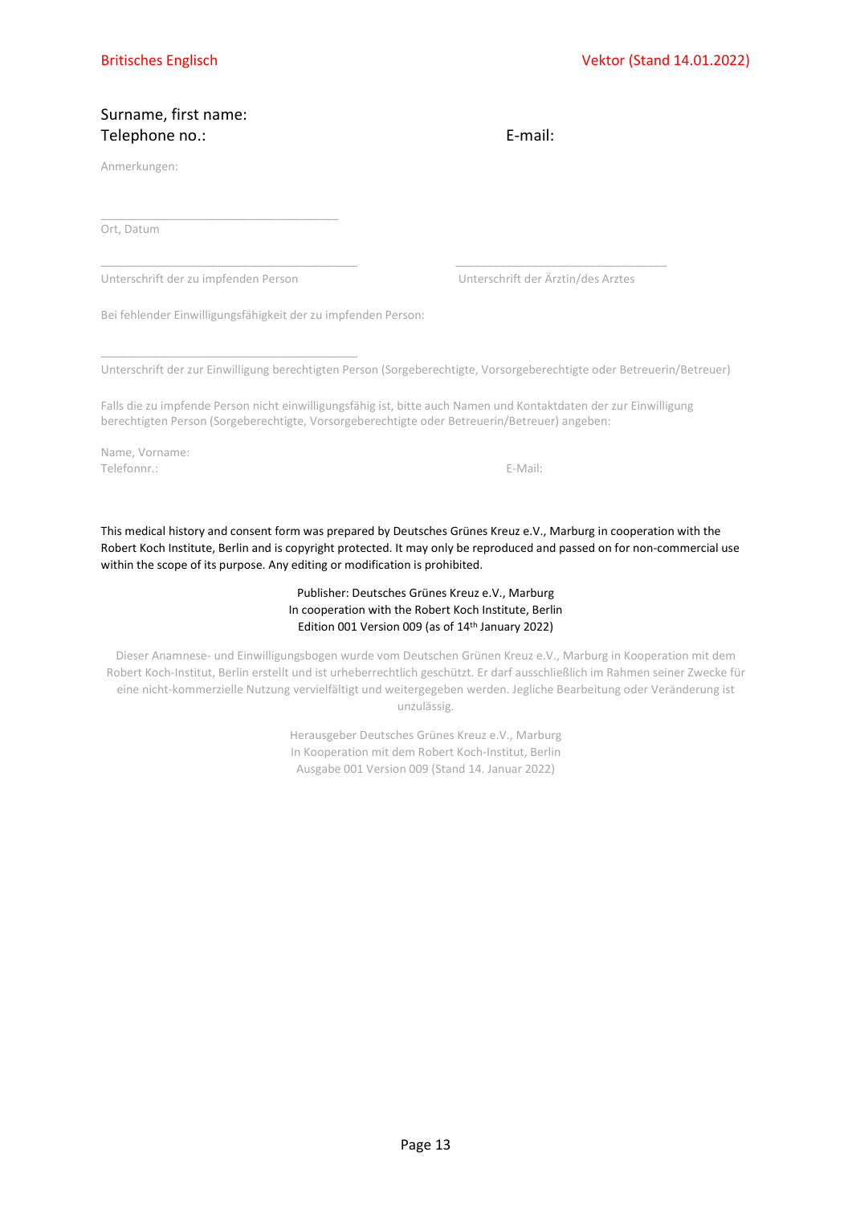Britisches Englisch Vektor (Stand 14.01.2022)

Surname, first name:
Telephone no.: E-mail:

Anmerkungen:

\_\_\_\_\_\_\_\_\_\_\_\_\_\_\_\_\_\_\_\_\_\_\_\_\_\_\_\_\_\_\_\_\_\_\_\_\_\_\_\_

Ort, Datum

\_\_\_\_\_\_\_\_\_\_\_\_\_\_\_\_\_\_\_\_\_\_\_\_\_\_\_\_\_\_\_\_\_\_\_\_\_\_\_\_ \_\_\_\_\_\_\_\_\_\_\_\_\_\_\_\_\_\_\_\_\_\_\_\_\_\_\_\_\_\_\_\_\_\_\_\_\_\_\_\_

Unterschrift der zu impfenden Person Unterschrift der Ärztin/des Arztes

Bei fehlender Einwilligungsfähigkeit der zu impfenden Person:

\_\_\_\_\_\_\_\_\_\_\_\_\_\_\_\_\_\_\_\_\_\_\_\_\_\_\_\_\_\_\_\_\_\_\_\_\_\_\_\_

Unterschrift der zur Einwilligung berechtigten Person (Sorgeberechtigte, Vorsorgeberechtigte oder Betreuerin/Betreuer)

Falls die zu impfende Person nicht einwilligungsfähig ist, bitte auch Namen und Kontaktdaten der zur Einwilligung berechtigten Person (Sorgeberechtigte, Vorsorgeberechtigte oder Betreuerin/Betreuer) angeben:

Name, Vorname:
Telefonnr.: E-Mail:

This medical history and consent form was prepared by Deutsches Grünes Kreuz e.V., Marburg in cooperation with the Robert Koch Institute, Berlin and is copyright protected. It may only be reproduced and passed on for non-commercial use within the scope of its purpose. Any editing or modification is prohibited.

Publisher: Deutsches Grünes Kreuz e.V., Marburg
In cooperation with the Robert Koch Institute, Berlin
Edition 001 Version 009 (as of 14th January 2022)

Dieser Anamnese- und Einwilligungsbogen wurde vom Deutschen Grünen Kreuz e.V., Marburg in Kooperation mit dem Robert Koch-Institut, Berlin erstellt und ist urheberrechtlich geschützt. Er darf ausschließlich im Rahmen seiner Zwecke für eine nicht-kommerzielle Nutzung vervielfältigt und weitergegeben werden. Jegliche Bearbeitung oder Veränderung ist unzulässig.

Herausgeber Deutsches Grünes Kreuz e.V., Marburg
In Kooperation mit dem Robert Koch-Institut, Berlin
Ausgabe 001 Version 009 (Stand 14. Januar 2022)